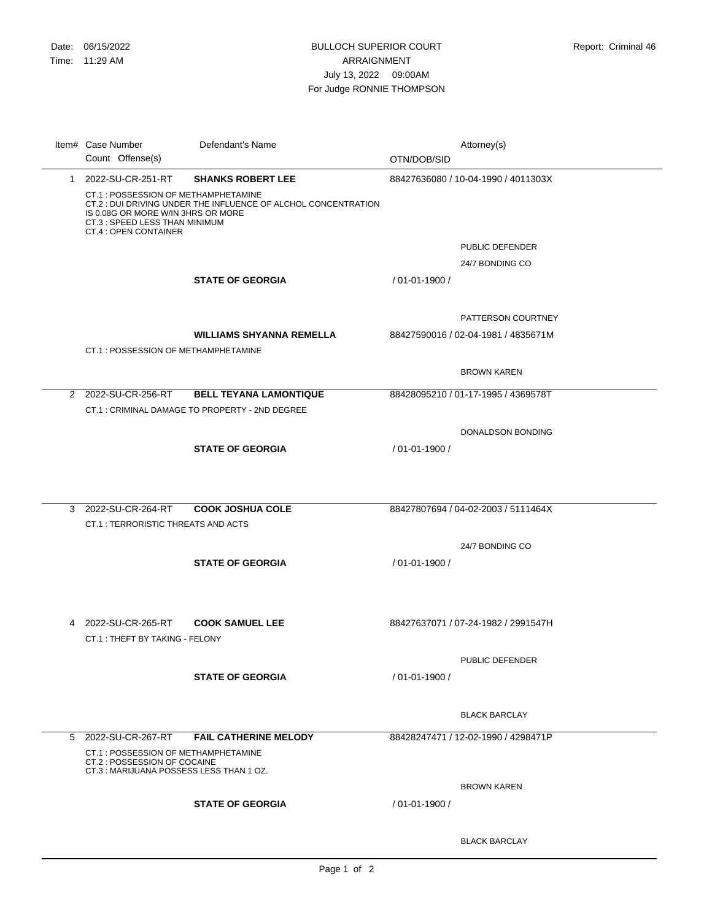Date: 06/15/2022
Time: 11:29 AM

BULLOCH SUPERIOR COURT
ARRAIGNMENT
July 13, 2022 09:00AM
For Judge RONNIE THOMPSON

Report: Criminal 46

| Item# | Case Number / Count Offense(s) | Defendant's Name | OTN/DOB/SID | Attorney(s) |
|---|---|---|---|---|
| 1 | 2022-SU-CR-251-RT | **SHANKS ROBERT LEE** | 88427636080 / 10-04-1990 / 4011303X | |
| | CT.1 : POSSESSION OF METHAMPHETAMINE<br>CT.2 : DUI DRIVING UNDER THE INFLUENCE OF ALCHOL CONCENTRATION IS 0.08G OR MORE W/IN 3HRS OR MORE<br>CT.3 : SPEED LESS THAN MINIMUM<br>CT.4 : OPEN CONTAINER | | | |
| | | | | PUBLIC DEFENDER |
| | | | | 24/7 BONDING CO |
| | | **STATE OF GEORGIA** | / 01-01-1900 / | |
| | | | | PATTERSON COURTNEY |
| | | **WILLIAMS SHYANNA REMELLA** | 88427590016 / 02-04-1981 / 4835671M | |
| | CT.1 : POSSESSION OF METHAMPHETAMINE | | | |
| | | | | BROWN KAREN |
| 2 | 2022-SU-CR-256-RT | **BELL TEYANA LAMONTIQUE** | 88428095210 / 01-17-1995 / 4369578T | |
| | CT.1 : CRIMINAL DAMAGE TO PROPERTY - 2ND DEGREE | | | |
| | | | | DONALDSON BONDING |
| | | **STATE OF GEORGIA** | / 01-01-1900 / | |
| 3 | 2022-SU-CR-264-RT | **COOK JOSHUA COLE** | 88427807694 / 04-02-2003 / 5111464X | |
| | CT.1 : TERRORISTIC THREATS AND ACTS | | | |
| | | | | 24/7 BONDING CO |
| | | **STATE OF GEORGIA** | / 01-01-1900 / | |
| 4 | 2022-SU-CR-265-RT | **COOK SAMUEL LEE** | 88427637071 / 07-24-1982 / 2991547H | |
| | CT.1 : THEFT BY TAKING - FELONY | | | |
| | | | | PUBLIC DEFENDER |
| | | **STATE OF GEORGIA** | / 01-01-1900 / | |
| | | | | BLACK BARCLAY |
| 5 | 2022-SU-CR-267-RT | **FAIL CATHERINE MELODY** | 88428247471 / 12-02-1990 / 4298471P | |
| | CT.1 : POSSESSION OF METHAMPHETAMINE<br>CT.2 : POSSESSION OF COCAINE<br>CT.3 : MARIJUANA POSSESS LESS THAN 1 OZ. | | | |
| | | | | BROWN KAREN |
| | | **STATE OF GEORGIA** | / 01-01-1900 / | |
| | | | | BLACK BARCLAY |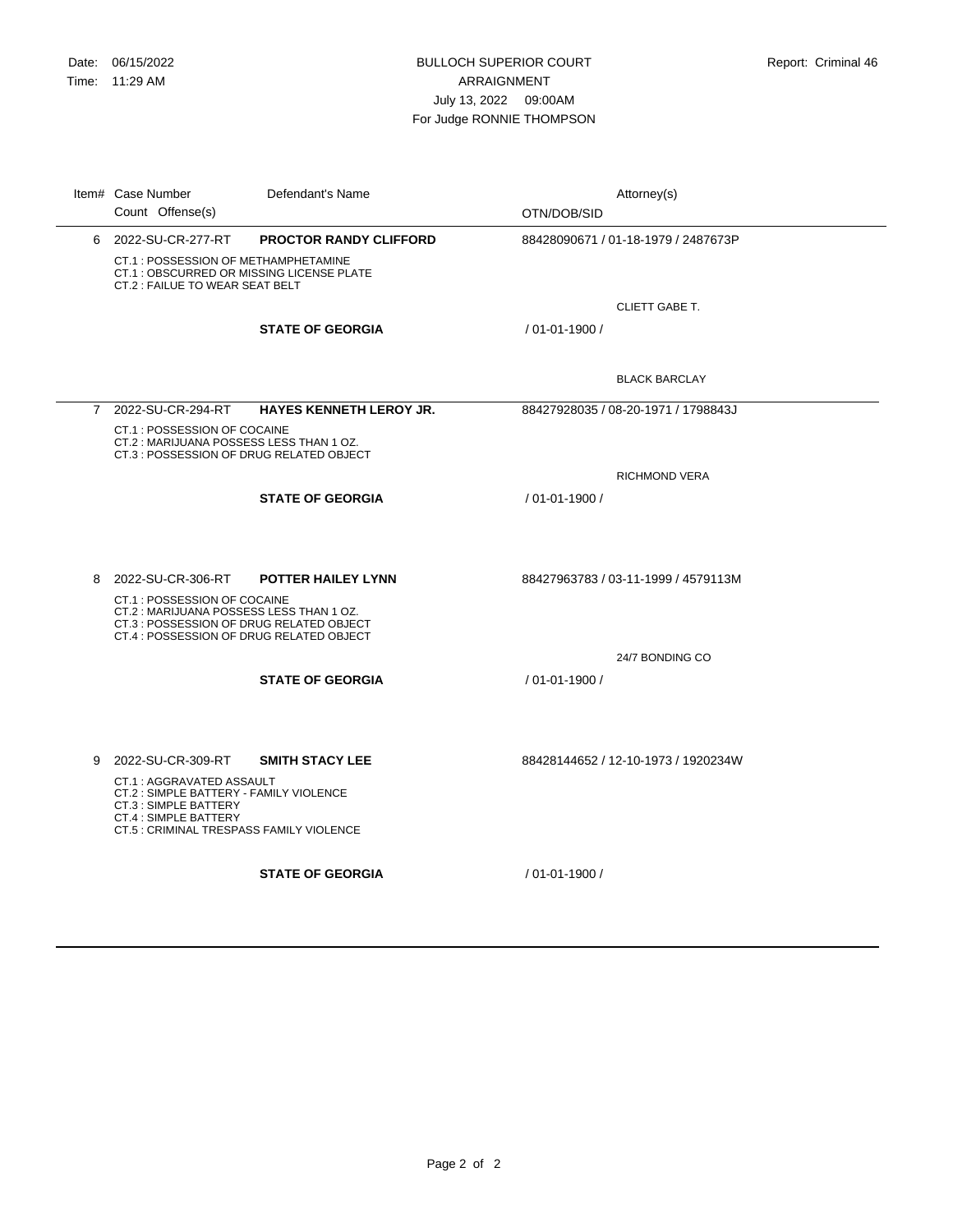Date: 06/15/2022
Time: 11:29 AM

BULLOCH SUPERIOR COURT
ARRAIGNMENT
July 13, 2022 09:00AM
For Judge RONNIE THOMPSON

Report: Criminal 46

| Item# | Case Number / Count Offense(s) | Defendant's Name | OTN/DOB/SID / Attorney(s) |
|---|---|---|---|
| 6 | 2022-SU-CR-277-RT | **PROCTOR RANDY CLIFFORD** | 88428090671 / 01-18-1979 / 2487673P |
| | CT.1 : POSSESSION OF METHAMPHETAMINE<br>CT.1 : OBSCURRED OR MISSING LICENSE PLATE<br>CT.2 : FAILUE TO WEAR SEAT BELT | | |
| | | | CLIETT GABE T. |
| | | **STATE OF GEORGIA** | / 01-01-1900 / |
| | | | BLACK BARCLAY |
| 7 | 2022-SU-CR-294-RT | **HAYES KENNETH LEROY JR.** | 88427928035 / 08-20-1971 / 1798843J |
| | CT.1 : POSSESSION OF COCAINE<br>CT.2 : MARIJUANA POSSESS LESS THAN 1 OZ.<br>CT.3 : POSSESSION OF DRUG RELATED OBJECT | | |
| | | | RICHMOND VERA |
| | | **STATE OF GEORGIA** | / 01-01-1900 / |
| 8 | 2022-SU-CR-306-RT | **POTTER HAILEY LYNN** | 88427963783 / 03-11-1999 / 4579113M |
| | CT.1 : POSSESSION OF COCAINE<br>CT.2 : MARIJUANA POSSESS LESS THAN 1 OZ.<br>CT.3 : POSSESSION OF DRUG RELATED OBJECT<br>CT.4 : POSSESSION OF DRUG RELATED OBJECT | | |
| | | | 24/7 BONDING CO |
| | | **STATE OF GEORGIA** | / 01-01-1900 / |
| 9 | 2022-SU-CR-309-RT | **SMITH STACY LEE** | 88428144652 / 12-10-1973 / 1920234W |
| | CT.1 : AGGRAVATED ASSAULT<br>CT.2 : SIMPLE BATTERY - FAMILY VIOLENCE<br>CT.3 : SIMPLE BATTERY<br>CT.4 : SIMPLE BATTERY<br>CT.5 : CRIMINAL TRESPASS FAMILY VIOLENCE | | |
| | | **STATE OF GEORGIA** | / 01-01-1900 / |